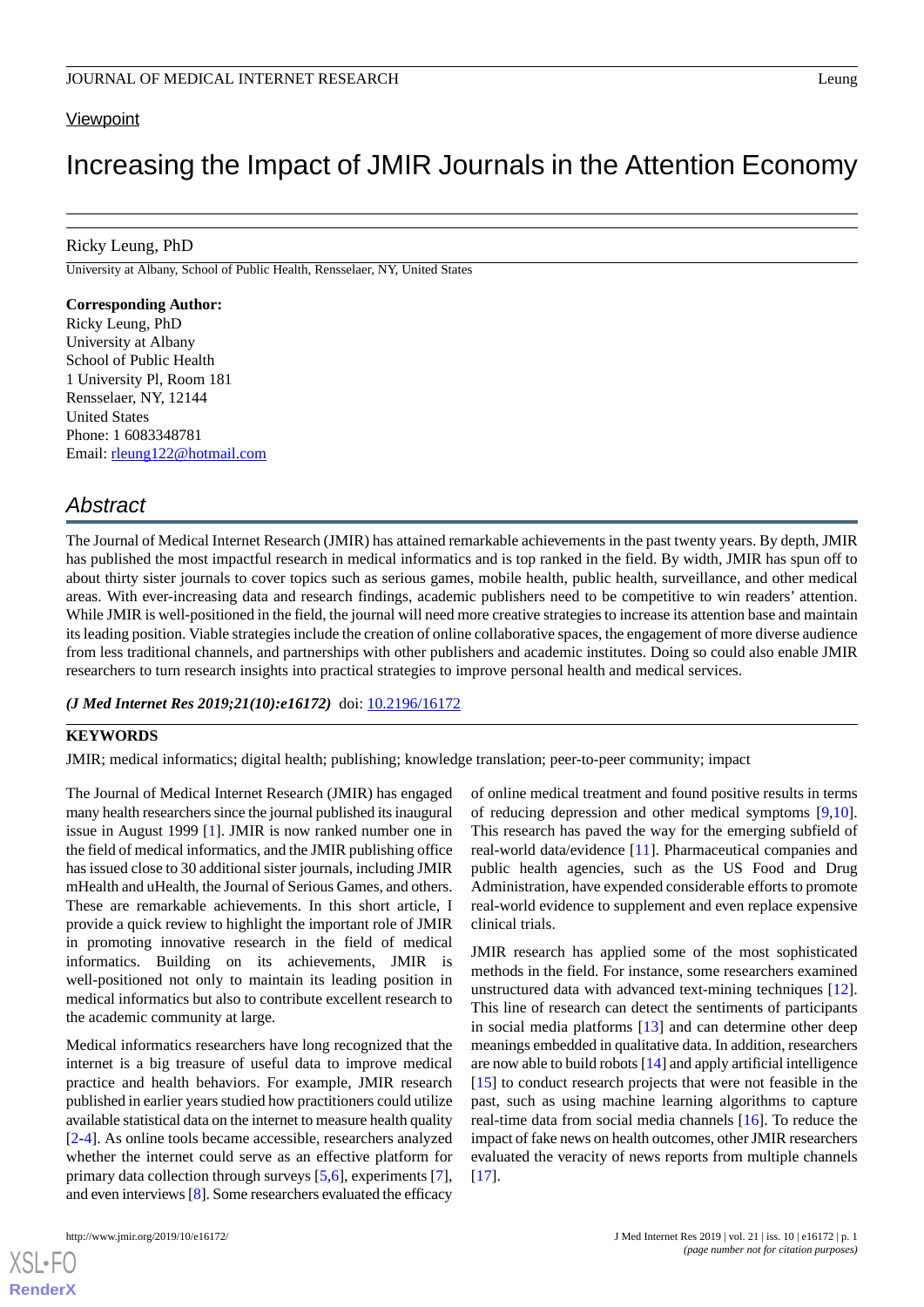Viewpoint

# Increasing the Impact of JMIR Journals in the Attention Economy

Ricky Leung, PhD

University at Albany, School of Public Health, Rensselaer, NY, United States

**Corresponding Author:**
Ricky Leung, PhD
University at Albany
School of Public Health
1 University Pl, Room 181
Rensselaer, NY, 12144
United States
Phone: 1 6083348781
Email: rleung122@hotmail.com

## Abstract

The Journal of Medical Internet Research (JMIR) has attained remarkable achievements in the past twenty years. By depth, JMIR has published the most impactful research in medical informatics and is top ranked in the field. By width, JMIR has spun off to about thirty sister journals to cover topics such as serious games, mobile health, public health, surveillance, and other medical areas. With ever-increasing data and research findings, academic publishers need to be competitive to win readers' attention. While JMIR is well-positioned in the field, the journal will need more creative strategies to increase its attention base and maintain its leading position. Viable strategies include the creation of online collaborative spaces, the engagement of more diverse audience from less traditional channels, and partnerships with other publishers and academic institutes. Doing so could also enable JMIR researchers to turn research insights into practical strategies to improve personal health and medical services.

***(J Med Internet Res 2019;21(10):e16172)*** doi: 10.2196/16172

**KEYWORDS**

JMIR; medical informatics; digital health; publishing; knowledge translation; peer-to-peer community; impact

The Journal of Medical Internet Research (JMIR) has engaged many health researchers since the journal published its inaugural issue in August 1999 [1]. JMIR is now ranked number one in the field of medical informatics, and the JMIR publishing office has issued close to 30 additional sister journals, including JMIR mHealth and uHealth, the Journal of Serious Games, and others. These are remarkable achievements. In this short article, I provide a quick review to highlight the important role of JMIR in promoting innovative research in the field of medical informatics. Building on its achievements, JMIR is well-positioned not only to maintain its leading position in medical informatics but also to contribute excellent research to the academic community at large.

Medical informatics researchers have long recognized that the internet is a big treasure of useful data to improve medical practice and health behaviors. For example, JMIR research published in earlier years studied how practitioners could utilize available statistical data on the internet to measure health quality [2-4]. As online tools became accessible, researchers analyzed whether the internet could serve as an effective platform for primary data collection through surveys [5,6], experiments [7], and even interviews [8]. Some researchers evaluated the efficacy of online medical treatment and found positive results in terms of reducing depression and other medical symptoms [9,10]. This research has paved the way for the emerging subfield of real-world data/evidence [11]. Pharmaceutical companies and public health agencies, such as the US Food and Drug Administration, have expended considerable efforts to promote real-world evidence to supplement and even replace expensive clinical trials.

JMIR research has applied some of the most sophisticated methods in the field. For instance, some researchers examined unstructured data with advanced text-mining techniques [12]. This line of research can detect the sentiments of participants in social media platforms [13] and can determine other deep meanings embedded in qualitative data. In addition, researchers are now able to build robots [14] and apply artificial intelligence [15] to conduct research projects that were not feasible in the past, such as using machine learning algorithms to capture real-time data from social media channels [16]. To reduce the impact of fake news on health outcomes, other JMIR researchers evaluated the veracity of news reports from multiple channels [17].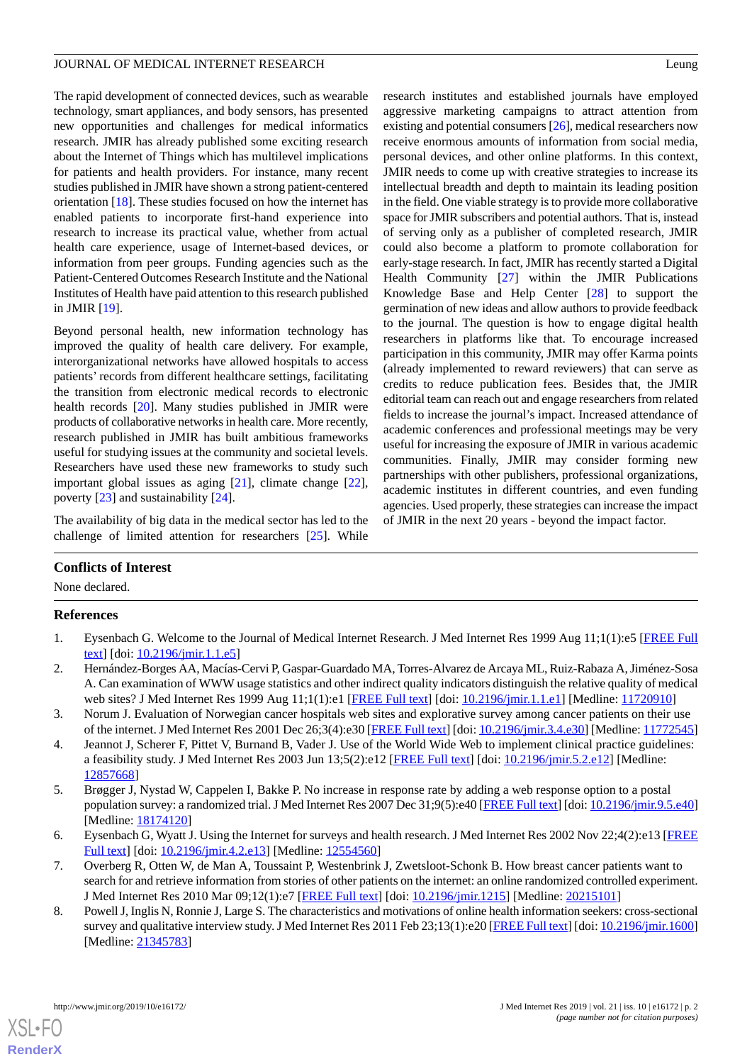The rapid development of connected devices, such as wearable technology, smart appliances, and body sensors, has presented new opportunities and challenges for medical informatics research. JMIR has already published some exciting research about the Internet of Things which has multilevel implications for patients and health providers. For instance, many recent studies published in JMIR have shown a strong patient-centered orientation [18]. These studies focused on how the internet has enabled patients to incorporate first-hand experience into research to increase its practical value, whether from actual health care experience, usage of Internet-based devices, or information from peer groups. Funding agencies such as the Patient-Centered Outcomes Research Institute and the National Institutes of Health have paid attention to this research published in JMIR [19].

Beyond personal health, new information technology has improved the quality of health care delivery. For example, interorganizational networks have allowed hospitals to access patients' records from different healthcare settings, facilitating the transition from electronic medical records to electronic health records [20]. Many studies published in JMIR were products of collaborative networks in health care. More recently, research published in JMIR has built ambitious frameworks useful for studying issues at the community and societal levels. Researchers have used these new frameworks to study such important global issues as aging [21], climate change [22], poverty [23] and sustainability [24].

The availability of big data in the medical sector has led to the challenge of limited attention for researchers [25]. While research institutes and established journals have employed aggressive marketing campaigns to attract attention from existing and potential consumers [26], medical researchers now receive enormous amounts of information from social media, personal devices, and other online platforms. In this context, JMIR needs to come up with creative strategies to increase its intellectual breadth and depth to maintain its leading position in the field. One viable strategy is to provide more collaborative space for JMIR subscribers and potential authors. That is, instead of serving only as a publisher of completed research, JMIR could also become a platform to promote collaboration for early-stage research. In fact, JMIR has recently started a Digital Health Community [27] within the JMIR Publications Knowledge Base and Help Center [28] to support the germination of new ideas and allow authors to provide feedback to the journal. The question is how to engage digital health researchers in platforms like that. To encourage increased participation in this community, JMIR may offer Karma points (already implemented to reward reviewers) that can serve as credits to reduce publication fees. Besides that, the JMIR editorial team can reach out and engage researchers from related fields to increase the journal's impact. Increased attendance of academic conferences and professional meetings may be very useful for increasing the exposure of JMIR in various academic communities. Finally, JMIR may consider forming new partnerships with other publishers, professional organizations, academic institutes in different countries, and even funding agencies. Used properly, these strategies can increase the impact of JMIR in the next 20 years - beyond the impact factor.

## Conflicts of Interest

None declared.

## References

1. Eysenbach G. Welcome to the Journal of Medical Internet Research. J Med Internet Res 1999 Aug 11;1(1):e5 [FREE Full text] [doi: 10.2196/jmir.1.1.e5]
2. Hernández-Borges AA, Macías-Cervi P, Gaspar-Guardado MA, Torres-Alvarez de Arcaya ML, Ruiz-Rabaza A, Jiménez-Sosa A. Can examination of WWW usage statistics and other indirect quality indicators distinguish the relative quality of medical web sites? J Med Internet Res 1999 Aug 11;1(1):e1 [FREE Full text] [doi: 10.2196/jmir.1.1.e1] [Medline: 11720910]
3. Norum J. Evaluation of Norwegian cancer hospitals web sites and explorative survey among cancer patients on their use of the internet. J Med Internet Res 2001 Dec 26;3(4):e30 [FREE Full text] [doi: 10.2196/jmir.3.4.e30] [Medline: 11772545]
4. Jeannot J, Scherer F, Pittet V, Burnand B, Vader J. Use of the World Wide Web to implement clinical practice guidelines: a feasibility study. J Med Internet Res 2003 Jun 13;5(2):e12 [FREE Full text] [doi: 10.2196/jmir.5.2.e12] [Medline: 12857668]
5. Brøgger J, Nystad W, Cappelen I, Bakke P. No increase in response rate by adding a web response option to a postal population survey: a randomized trial. J Med Internet Res 2007 Dec 31;9(5):e40 [FREE Full text] [doi: 10.2196/jmir.9.5.e40] [Medline: 18174120]
6. Eysenbach G, Wyatt J. Using the Internet for surveys and health research. J Med Internet Res 2002 Nov 22;4(2):e13 [FREE Full text] [doi: 10.2196/jmir.4.2.e13] [Medline: 12554560]
7. Overberg R, Otten W, de Man A, Toussaint P, Westenbrink J, Zwetsloot-Schonk B. How breast cancer patients want to search for and retrieve information from stories of other patients on the internet: an online randomized controlled experiment. J Med Internet Res 2010 Mar 09;12(1):e7 [FREE Full text] [doi: 10.2196/jmir.1215] [Medline: 20215101]
8. Powell J, Inglis N, Ronnie J, Large S. The characteristics and motivations of online health information seekers: cross-sectional survey and qualitative interview study. J Med Internet Res 2011 Feb 23;13(1):e20 [FREE Full text] [doi: 10.2196/jmir.1600] [Medline: 21345783]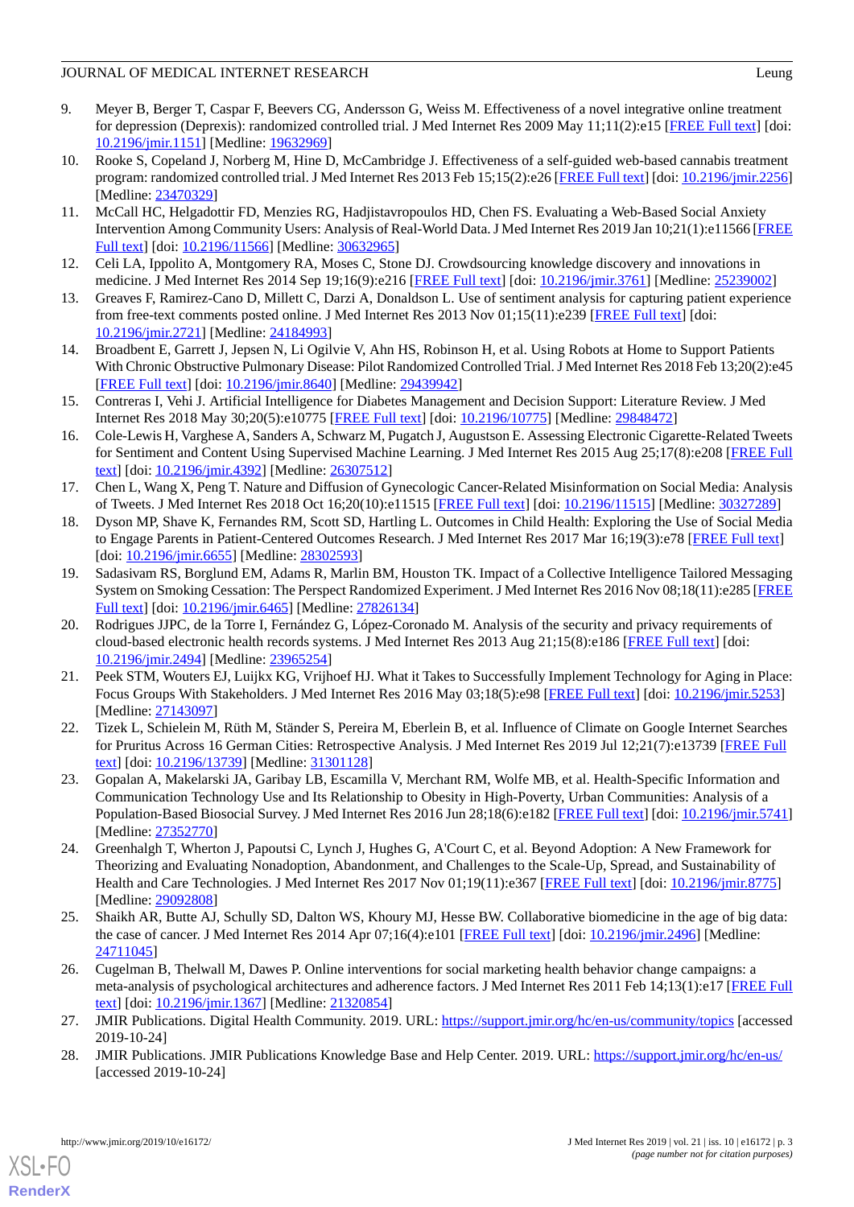9. Meyer B, Berger T, Caspar F, Beevers CG, Andersson G, Weiss M. Effectiveness of a novel integrative online treatment for depression (Deprexis): randomized controlled trial. J Med Internet Res 2009 May 11;11(2):e15 [FREE Full text] [doi: 10.2196/jmir.1151] [Medline: 19632969]
10. Rooke S, Copeland J, Norberg M, Hine D, McCambridge J. Effectiveness of a self-guided web-based cannabis treatment program: randomized controlled trial. J Med Internet Res 2013 Feb 15;15(2):e26 [FREE Full text] [doi: 10.2196/jmir.2256] [Medline: 23470329]
11. McCall HC, Helgadottir FD, Menzies RG, Hadjistavropoulos HD, Chen FS. Evaluating a Web-Based Social Anxiety Intervention Among Community Users: Analysis of Real-World Data. J Med Internet Res 2019 Jan 10;21(1):e11566 [FREE Full text] [doi: 10.2196/11566] [Medline: 30632965]
12. Celi LA, Ippolito A, Montgomery RA, Moses C, Stone DJ. Crowdsourcing knowledge discovery and innovations in medicine. J Med Internet Res 2014 Sep 19;16(9):e216 [FREE Full text] [doi: 10.2196/jmir.3761] [Medline: 25239002]
13. Greaves F, Ramirez-Cano D, Millett C, Darzi A, Donaldson L. Use of sentiment analysis for capturing patient experience from free-text comments posted online. J Med Internet Res 2013 Nov 01;15(11):e239 [FREE Full text] [doi: 10.2196/jmir.2721] [Medline: 24184993]
14. Broadbent E, Garrett J, Jepsen N, Li Ogilvie V, Ahn HS, Robinson H, et al. Using Robots at Home to Support Patients With Chronic Obstructive Pulmonary Disease: Pilot Randomized Controlled Trial. J Med Internet Res 2018 Feb 13;20(2):e45 [FREE Full text] [doi: 10.2196/jmir.8640] [Medline: 29439942]
15. Contreras I, Vehi J. Artificial Intelligence for Diabetes Management and Decision Support: Literature Review. J Med Internet Res 2018 May 30;20(5):e10775 [FREE Full text] [doi: 10.2196/10775] [Medline: 29848472]
16. Cole-Lewis H, Varghese A, Sanders A, Schwarz M, Pugatch J, Augustson E. Assessing Electronic Cigarette-Related Tweets for Sentiment and Content Using Supervised Machine Learning. J Med Internet Res 2015 Aug 25;17(8):e208 [FREE Full text] [doi: 10.2196/jmir.4392] [Medline: 26307512]
17. Chen L, Wang X, Peng T. Nature and Diffusion of Gynecologic Cancer-Related Misinformation on Social Media: Analysis of Tweets. J Med Internet Res 2018 Oct 16;20(10):e11515 [FREE Full text] [doi: 10.2196/11515] [Medline: 30327289]
18. Dyson MP, Shave K, Fernandes RM, Scott SD, Hartling L. Outcomes in Child Health: Exploring the Use of Social Media to Engage Parents in Patient-Centered Outcomes Research. J Med Internet Res 2017 Mar 16;19(3):e78 [FREE Full text] [doi: 10.2196/jmir.6655] [Medline: 28302593]
19. Sadasivam RS, Borglund EM, Adams R, Marlin BM, Houston TK. Impact of a Collective Intelligence Tailored Messaging System on Smoking Cessation: The Perspect Randomized Experiment. J Med Internet Res 2016 Nov 08;18(11):e285 [FREE Full text] [doi: 10.2196/jmir.6465] [Medline: 27826134]
20. Rodrigues JJPC, de la Torre I, Fernández G, López-Coronado M. Analysis of the security and privacy requirements of cloud-based electronic health records systems. J Med Internet Res 2013 Aug 21;15(8):e186 [FREE Full text] [doi: 10.2196/jmir.2494] [Medline: 23965254]
21. Peek STM, Wouters EJ, Luijkx KG, Vrijhoef HJ. What it Takes to Successfully Implement Technology for Aging in Place: Focus Groups With Stakeholders. J Med Internet Res 2016 May 03;18(5):e98 [FREE Full text] [doi: 10.2196/jmir.5253] [Medline: 27143097]
22. Tizek L, Schielein M, Rüth M, Ständer S, Pereira M, Eberlein B, et al. Influence of Climate on Google Internet Searches for Pruritus Across 16 German Cities: Retrospective Analysis. J Med Internet Res 2019 Jul 12;21(7):e13739 [FREE Full text] [doi: 10.2196/13739] [Medline: 31301128]
23. Gopalan A, Makelarski JA, Garibay LB, Escamilla V, Merchant RM, Wolfe MB, et al. Health-Specific Information and Communication Technology Use and Its Relationship to Obesity in High-Poverty, Urban Communities: Analysis of a Population-Based Biosocial Survey. J Med Internet Res 2016 Jun 28;18(6):e182 [FREE Full text] [doi: 10.2196/jmir.5741] [Medline: 27352770]
24. Greenhalgh T, Wherton J, Papoutsi C, Lynch J, Hughes G, A'Court C, et al. Beyond Adoption: A New Framework for Theorizing and Evaluating Nonadoption, Abandonment, and Challenges to the Scale-Up, Spread, and Sustainability of Health and Care Technologies. J Med Internet Res 2017 Nov 01;19(11):e367 [FREE Full text] [doi: 10.2196/jmir.8775] [Medline: 29092808]
25. Shaikh AR, Butte AJ, Schully SD, Dalton WS, Khoury MJ, Hesse BW. Collaborative biomedicine in the age of big data: the case of cancer. J Med Internet Res 2014 Apr 07;16(4):e101 [FREE Full text] [doi: 10.2196/jmir.2496] [Medline: 24711045]
26. Cugelman B, Thelwall M, Dawes P. Online interventions for social marketing health behavior change campaigns: a meta-analysis of psychological architectures and adherence factors. J Med Internet Res 2011 Feb 14;13(1):e17 [FREE Full text] [doi: 10.2196/jmir.1367] [Medline: 21320854]
27. JMIR Publications. Digital Health Community. 2019. URL: https://support.jmir.org/hc/en-us/community/topics [accessed 2019-10-24]
28. JMIR Publications. JMIR Publications Knowledge Base and Help Center. 2019. URL: https://support.jmir.org/hc/en-us/ [accessed 2019-10-24]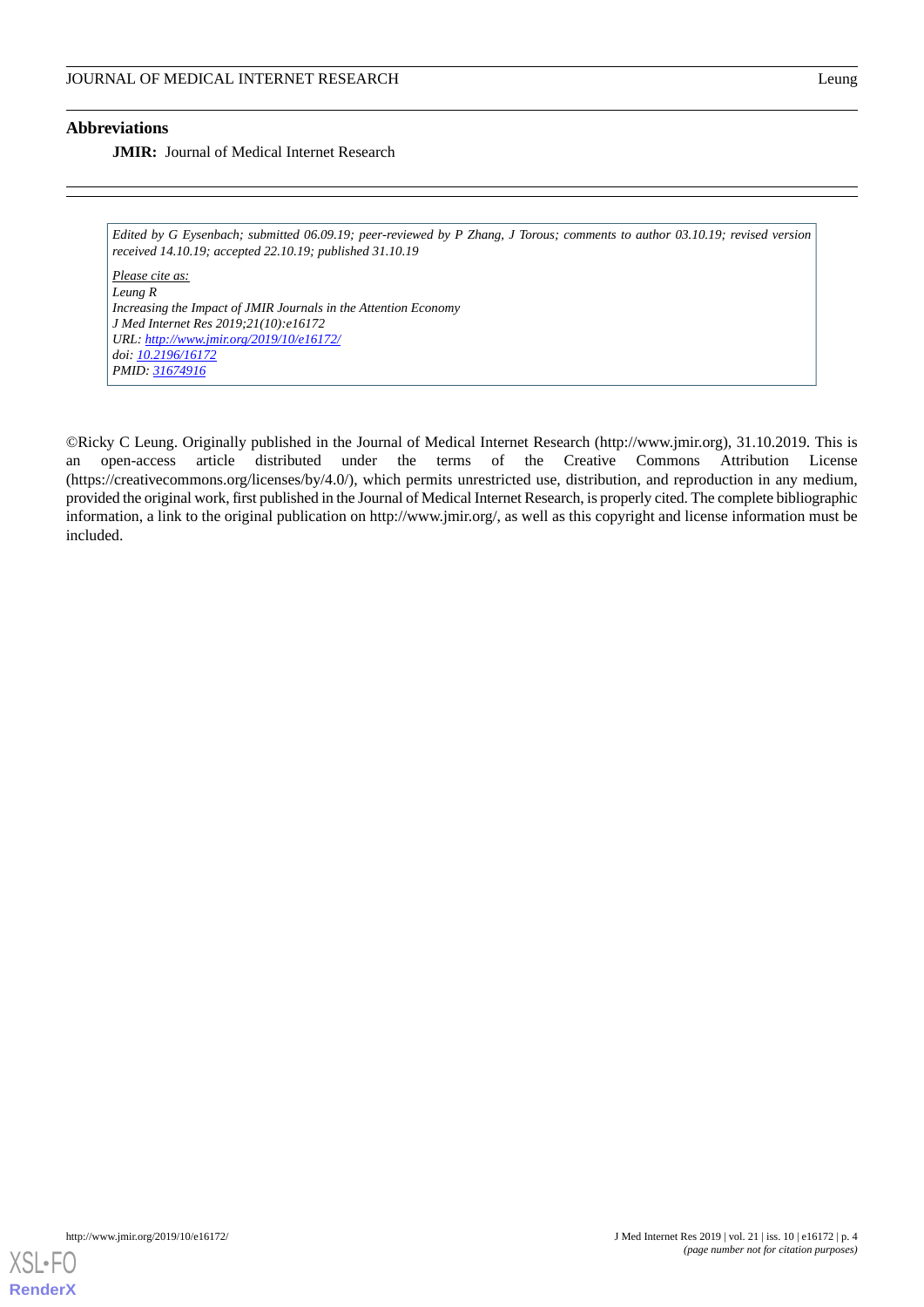## Abbreviations

**JMIR:** Journal of Medical Internet Research

---

*Edited by G Eysenbach; submitted 06.09.19; peer-reviewed by P Zhang, J Torous; comments to author 03.10.19; revised version received 14.10.19; accepted 22.10.19; published 31.10.19*

*Please cite as:*
*Leung R*
*Increasing the Impact of JMIR Journals in the Attention Economy*
*J Med Internet Res 2019;21(10):e16172*
*URL: http://www.jmir.org/2019/10/e16172/*
*doi: 10.2196/16172*
*PMID: 31674916*

©Ricky C Leung. Originally published in the Journal of Medical Internet Research (http://www.jmir.org), 31.10.2019. This is an open-access article distributed under the terms of the Creative Commons Attribution License (https://creativecommons.org/licenses/by/4.0/), which permits unrestricted use, distribution, and reproduction in any medium, provided the original work, first published in the Journal of Medical Internet Research, is properly cited. The complete bibliographic information, a link to the original publication on http://www.jmir.org/, as well as this copyright and license information must be included.